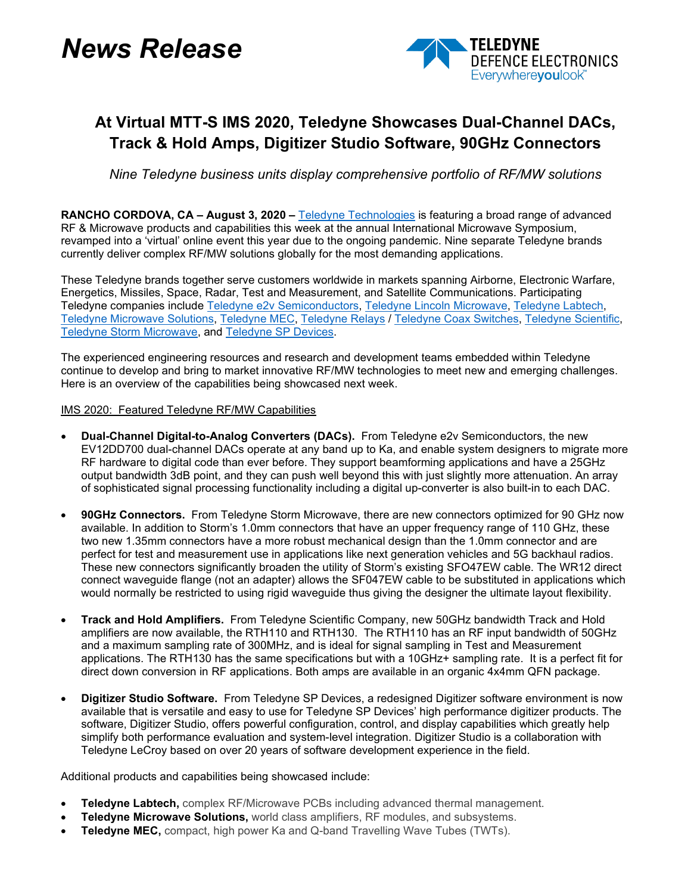# News Release

TELEDYNE DEFENCE ELECTRONICS
Everywhereyoulook™

## At Virtual MTT-S IMS 2020, Teledyne Showcases Dual-Channel DACs, Track & Hold Amps, Digitizer Studio Software, 90GHz Connectors

*Nine Teledyne business units display comprehensive portfolio of RF/MW solutions*

**RANCHO CORDOVA, CA – August 3, 2020 –** Teledyne Technologies is featuring a broad range of advanced RF & Microwave products and capabilities this week at the annual International Microwave Symposium, revamped into a 'virtual' online event this year due to the ongoing pandemic. Nine separate Teledyne brands currently deliver complex RF/MW solutions globally for the most demanding applications.

These Teledyne brands together serve customers worldwide in markets spanning Airborne, Electronic Warfare, Energetics, Missiles, Space, Radar, Test and Measurement, and Satellite Communications. Participating Teledyne companies include Teledyne e2v Semiconductors, Teledyne Lincoln Microwave, Teledyne Labtech, Teledyne Microwave Solutions, Teledyne MEC, Teledyne Relays / Teledyne Coax Switches, Teledyne Scientific, Teledyne Storm Microwave, and Teledyne SP Devices.

The experienced engineering resources and research and development teams embedded within Teledyne continue to develop and bring to market innovative RF/MW technologies to meet new and emerging challenges. Here is an overview of the capabilities being showcased next week.

IMS 2020: Featured Teledyne RF/MW Capabilities

- **Dual-Channel Digital-to-Analog Converters (DACs).** From Teledyne e2v Semiconductors, the new EV12DD700 dual-channel DACs operate at any band up to Ka, and enable system designers to migrate more RF hardware to digital code than ever before. They support beamforming applications and have a 25GHz output bandwidth 3dB point, and they can push well beyond this with just slightly more attenuation. An array of sophisticated signal processing functionality including a digital up-converter is also built-in to each DAC.

- **90GHz Connectors.** From Teledyne Storm Microwave, there are new connectors optimized for 90 GHz now available. In addition to Storm's 1.0mm connectors that have an upper frequency range of 110 GHz, these two new 1.35mm connectors have a more robust mechanical design than the 1.0mm connector and are perfect for test and measurement use in applications like next generation vehicles and 5G backhaul radios. These new connectors significantly broaden the utility of Storm's existing SFO47EW cable. The WR12 direct connect waveguide flange (not an adapter) allows the SF047EW cable to be substituted in applications which would normally be restricted to using rigid waveguide thus giving the designer the ultimate layout flexibility.

- **Track and Hold Amplifiers.** From Teledyne Scientific Company, new 50GHz bandwidth Track and Hold amplifiers are now available, the RTH110 and RTH130. The RTH110 has an RF input bandwidth of 50GHz and a maximum sampling rate of 300MHz, and is ideal for signal sampling in Test and Measurement applications. The RTH130 has the same specifications but with a 10GHz+ sampling rate. It is a perfect fit for direct down conversion in RF applications. Both amps are available in an organic 4x4mm QFN package.

- **Digitizer Studio Software.** From Teledyne SP Devices, a redesigned Digitizer software environment is now available that is versatile and easy to use for Teledyne SP Devices' high performance digitizer products. The software, Digitizer Studio, offers powerful configuration, control, and display capabilities which greatly help simplify both performance evaluation and system-level integration. Digitizer Studio is a collaboration with Teledyne LeCroy based on over 20 years of software development experience in the field.

Additional products and capabilities being showcased include:

- **Teledyne Labtech,** complex RF/Microwave PCBs including advanced thermal management.
- **Teledyne Microwave Solutions,** world class amplifiers, RF modules, and subsystems.
- **Teledyne MEC,** compact, high power Ka and Q-band Travelling Wave Tubes (TWTs).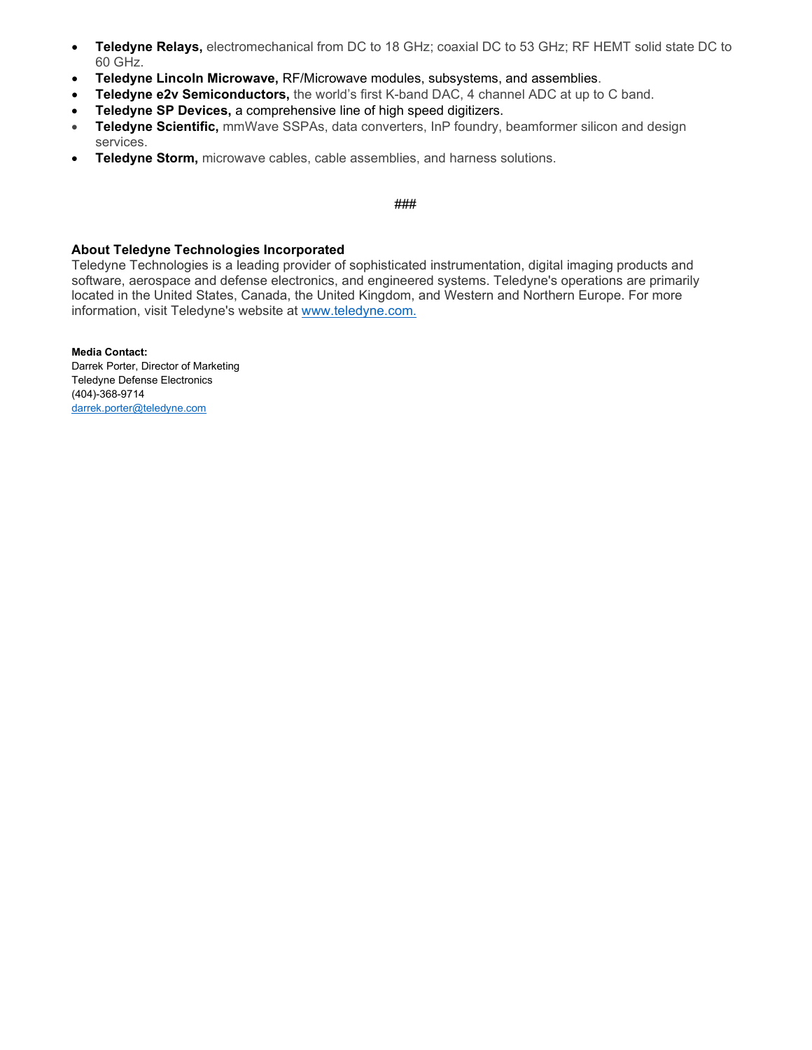- **Teledyne Relays,** electromechanical from DC to 18 GHz; coaxial DC to 53 GHz; RF HEMT solid state DC to 60 GHz.
- **Teledyne Lincoln Microwave,** RF/Microwave modules, subsystems, and assemblies.
- **Teledyne e2v Semiconductors,** the world's first K-band DAC, 4 channel ADC at up to C band.
- **Teledyne SP Devices,** a comprehensive line of high speed digitizers.
- **Teledyne Scientific,** mmWave SSPAs, data converters, InP foundry, beamformer silicon and design services.
- **Teledyne Storm,** microwave cables, cable assemblies, and harness solutions.

###

**About Teledyne Technologies Incorporated**

Teledyne Technologies is a leading provider of sophisticated instrumentation, digital imaging products and software, aerospace and defense electronics, and engineered systems. Teledyne's operations are primarily located in the United States, Canada, the United Kingdom, and Western and Northern Europe. For more information, visit Teledyne's website at www.teledyne.com.

**Media Contact:**
Darrek Porter, Director of Marketing
Teledyne Defense Electronics
(404)-368-9714
darrek.porter@teledyne.com